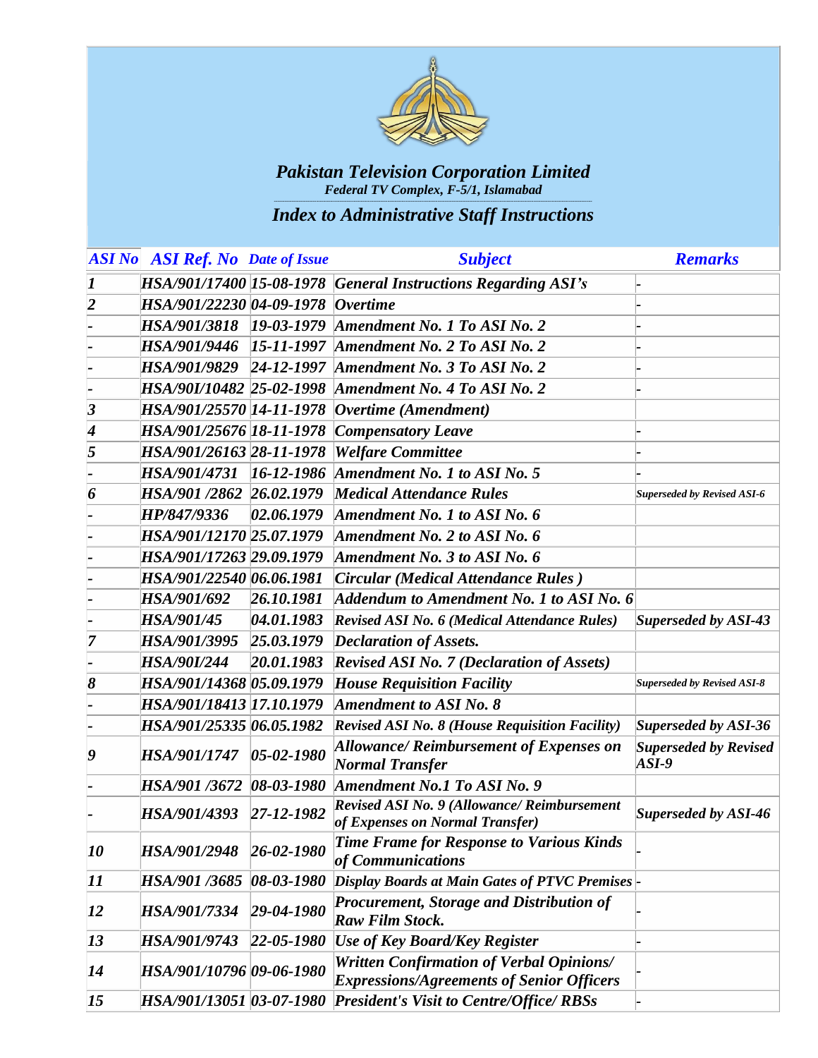# *Pakistan Television Corporation Limited*

*Federal TV Complex, F-5/1, Islamabad*

## *Index to Administrative Staff Instructions*

| ASI No | ASI Ref. No | Date of Issue | Subject | Remarks |
|---|---|---|---|---|
| 1 | HSA/901/17400 | 15-08-1978 | General Instructions Regarding ASI's | - |
| 2 | HSA/901/22230 | 04-09-1978 | Overtime | - |
| - | HSA/901/3818 | 19-03-1979 | Amendment No. 1 To ASI No. 2 | - |
| - | HSA/901/9446 | 15-11-1997 | Amendment No. 2 To ASI No. 2 | - |
| - | HSA/901/9829 | 24-12-1997 | Amendment No. 3 To ASI No. 2 | - |
| - | HSA/90I/10482 | 25-02-1998 | Amendment No. 4 To ASI No. 2 | - |
| 3 | HSA/901/25570 | 14-11-1978 | Overtime (Amendment) | |
| 4 | HSA/901/25676 | 18-11-1978 | Compensatory Leave | - |
| 5 | HSA/901/26163 | 28-11-1978 | Welfare Committee | - |
| - | HSA/901/4731 | 16-12-1986 | Amendment No. 1 to ASI No. 5 | - |
| 6 | HSA/901 /2862 | 26.02.1979 | Medical Attendance Rules | Superseded by Revised ASI-6 |
| - | HP/847/9336 | 02.06.1979 | Amendment No. 1 to ASI No. 6 | |
| - | HSA/901/12170 | 25.07.1979 | Amendment No. 2 to ASI No. 6 | |
| - | HSA/901/17263 | 29.09.1979 | Amendment No. 3 to ASI No. 6 | |
| - | HSA/901/22540 | 06.06.1981 | Circular (Medical Attendance Rules ) | |
| - | HSA/901/692 | 26.10.1981 | Addendum to Amendment No. 1 to ASI No. 6 | |
| - | HSA/901/45 | 04.01.1983 | Revised ASI No. 6 (Medical Attendance Rules) | Superseded by ASI-43 |
| 7 | HSA/901/3995 | 25.03.1979 | Declaration of Assets. | |
| - | HSA/90I/244 | 20.01.1983 | Revised ASI No. 7 (Declaration of Assets) | |
| 8 | HSA/901/14368 | 05.09.1979 | House Requisition Facility | Superseded by Revised ASI-8 |
| - | HSA/901/18413 | 17.10.1979 | Amendment to ASI No. 8 | |
| - | HSA/901/25335 | 06.05.1982 | Revised ASI No. 8 (House Requisition Facility) | Superseded by ASI-36 |
| 9 | HSA/901/1747 | 05-02-1980 | Allowance/ Reimbursement of Expenses on Normal Transfer | Superseded by Revised ASI-9 |
| - | HSA/901 /3672 | 08-03-1980 | Amendment No.1 To ASI No. 9 | |
| - | HSA/901/4393 | 27-12-1982 | Revised ASI No. 9 (Allowance/ Reimbursement of Expenses on Normal Transfer) | Superseded by ASI-46 |
| 10 | HSA/901/2948 | 26-02-1980 | Time Frame for Response to Various Kinds of Communications | - |
| 11 | HSA/901 /3685 | 08-03-1980 | Display Boards at Main Gates of PTVC Premises | - |
| 12 | HSA/901/7334 | 29-04-1980 | Procurement, Storage and Distribution of Raw Film Stock. | - |
| 13 | HSA/901/9743 | 22-05-1980 | Use of Key Board/Key Register | - |
| 14 | HSA/901/10796 | 09-06-1980 | Written Confirmation of Verbal Opinions/ Expressions/Agreements of Senior Officers | - |
| 15 | HSA/901/13051 | 03-07-1980 | President's Visit to Centre/Office/ RBSs | - |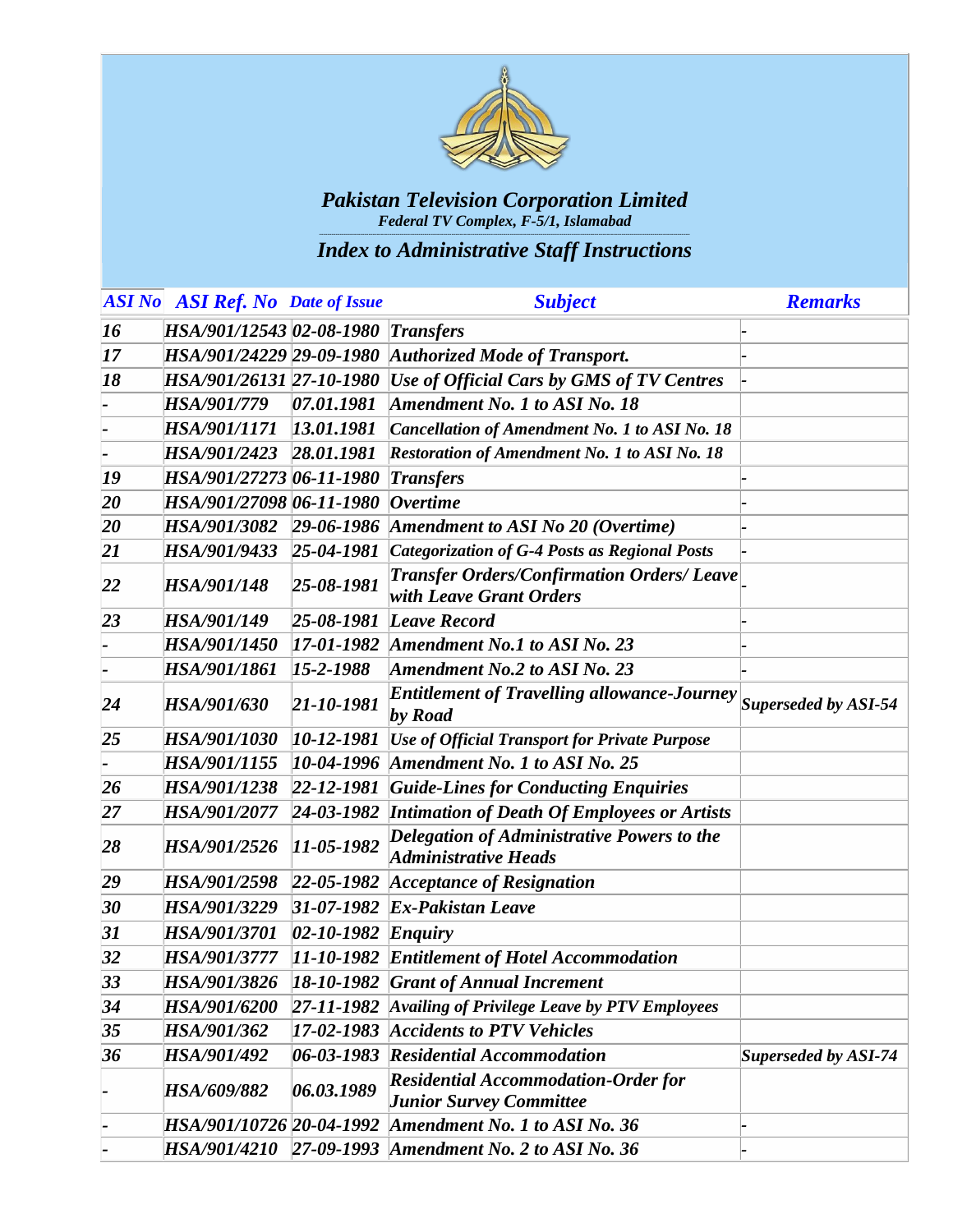**Pakistan Television Corporation Limited**

*Federal TV Complex, F-5/1, Islamabad*

## *Index to Administrative Staff Instructions*

| ASI No | ASI Ref. No | Date of Issue | Subject | Remarks |
|---|---|---|---|---|
| 16 | HSA/901/12543 | 02-08-1980 | Transfers | - |
| 17 | HSA/901/24229 | 29-09-1980 | Authorized Mode of Transport. | - |
| 18 | HSA/901/26131 | 27-10-1980 | Use of Official Cars by GMS of TV Centres | - |
| - | HSA/901/779 | 07.01.1981 | Amendment No. 1 to ASI No. 18 | |
| - | HSA/901/1171 | 13.01.1981 | Cancellation of Amendment No. 1 to ASI No. 18 | |
| - | HSA/901/2423 | 28.01.1981 | Restoration of Amendment No. 1 to ASI No. 18 | |
| 19 | HSA/901/27273 | 06-11-1980 | Transfers | - |
| 20 | HSA/901/27098 | 06-11-1980 | Overtime | - |
| 20 | HSA/901/3082 | 29-06-1986 | Amendment to ASI No 20 (Overtime) | - |
| 21 | HSA/901/9433 | 25-04-1981 | Categorization of G-4 Posts as Regional Posts | - |
| 22 | HSA/901/148 | 25-08-1981 | Transfer Orders/Confirmation Orders/ Leave with Leave Grant Orders | - |
| 23 | HSA/901/149 | 25-08-1981 | Leave Record | - |
| - | HSA/901/1450 | 17-01-1982 | Amendment No.1 to ASI No. 23 | - |
| - | HSA/901/1861 | 15-2-1988 | Amendment No.2 to ASI No. 23 | - |
| 24 | HSA/901/630 | 21-10-1981 | Entitlement of Travelling allowance-Journey by Road | Superseded by ASI-54 |
| 25 | HSA/901/1030 | 10-12-1981 | Use of Official Transport for Private Purpose | |
| - | HSA/901/1155 | 10-04-1996 | Amendment No. 1 to ASI No. 25 | |
| 26 | HSA/901/1238 | 22-12-1981 | Guide-Lines for Conducting Enquiries | |
| 27 | HSA/901/2077 | 24-03-1982 | Intimation of Death Of Employees or Artists | |
| 28 | HSA/901/2526 | 11-05-1982 | Delegation of Administrative Powers to the Administrative Heads | |
| 29 | HSA/901/2598 | 22-05-1982 | Acceptance of Resignation | |
| 30 | HSA/901/3229 | 31-07-1982 | Ex-Pakistan Leave | |
| 31 | HSA/901/3701 | 02-10-1982 | Enquiry | |
| 32 | HSA/901/3777 | 11-10-1982 | Entitlement of Hotel Accommodation | |
| 33 | HSA/901/3826 | 18-10-1982 | Grant of Annual Increment | |
| 34 | HSA/901/6200 | 27-11-1982 | Availing of Privilege Leave by PTV Employees | |
| 35 | HSA/901/362 | 17-02-1983 | Accidents to PTV Vehicles | |
| 36 | HSA/901/492 | 06-03-1983 | Residential Accommodation | Superseded by ASI-74 |
| - | HSA/609/882 | 06.03.1989 | Residential Accommodation-Order for Junior Survey Committee | |
| - | HSA/901/10726 | 20-04-1992 | Amendment No. 1 to ASI No. 36 | - |
| - | HSA/901/4210 | 27-09-1993 | Amendment No. 2 to ASI No. 36 | - |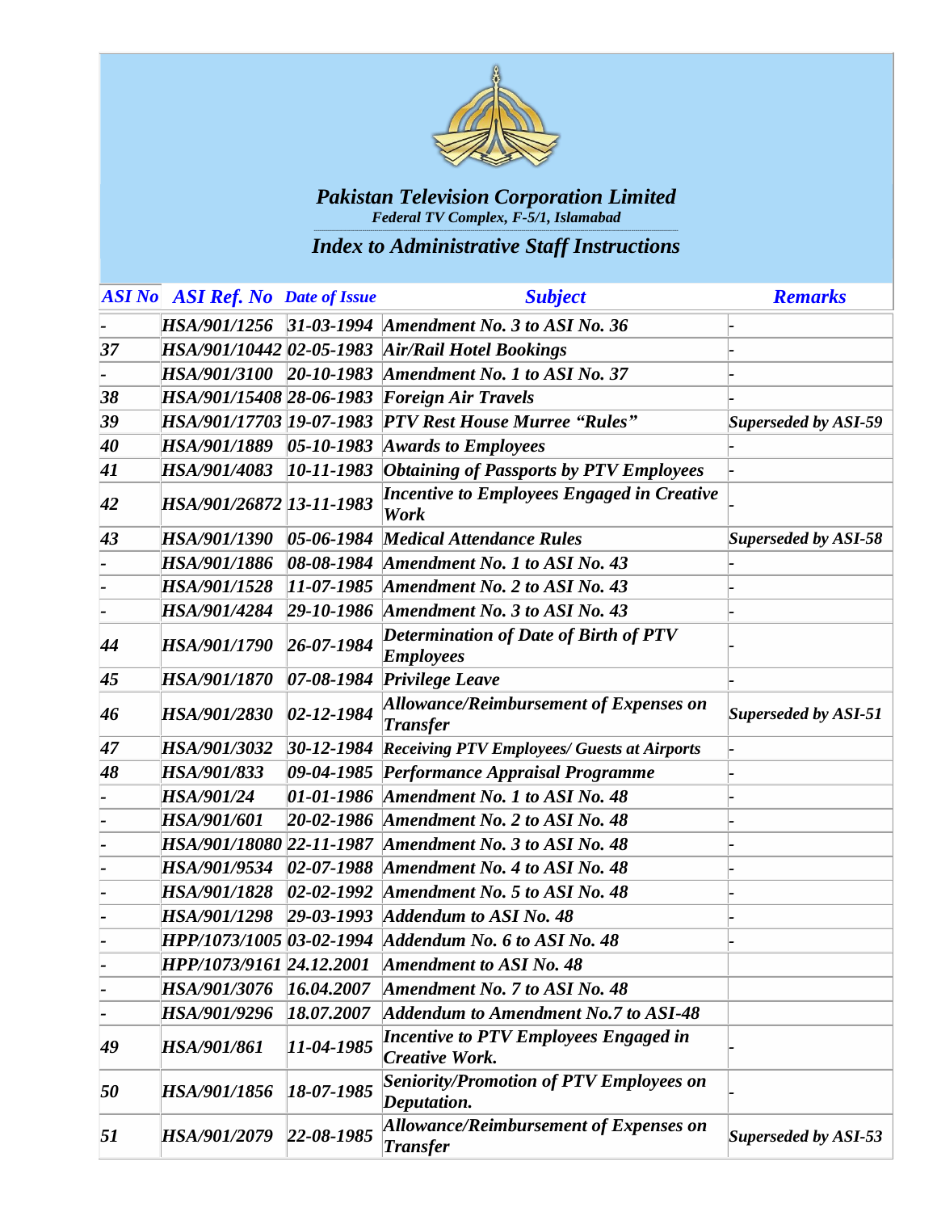# Pakistan Television Corporation Limited

*Federal TV Complex, F-5/1, Islamabad*

## Index to Administrative Staff Instructions

| ASI No | ASI Ref. No | Date of Issue | Subject | Remarks |
|---|---|---|---|---|
| - | HSA/901/1256 | 31-03-1994 | Amendment No. 3 to ASI No. 36 | - |
| 37 | HSA/901/10442 | 02-05-1983 | Air/Rail Hotel Bookings | - |
| - | HSA/901/3100 | 20-10-1983 | Amendment No. 1 to ASI No. 37 | - |
| 38 | HSA/901/15408 | 28-06-1983 | Foreign Air Travels | - |
| 39 | HSA/901/17703 | 19-07-1983 | PTV Rest House Murree "Rules" | Superseded by ASI-59 |
| 40 | HSA/901/1889 | 05-10-1983 | Awards to Employees | - |
| 41 | HSA/901/4083 | 10-11-1983 | Obtaining of Passports by PTV Employees | - |
| 42 | HSA/901/26872 | 13-11-1983 | Incentive to Employees Engaged in Creative Work | - |
| 43 | HSA/901/1390 | 05-06-1984 | Medical Attendance Rules | Superseded by ASI-58 |
| - | HSA/901/1886 | 08-08-1984 | Amendment No. 1 to ASI No. 43 | - |
| - | HSA/901/1528 | 11-07-1985 | Amendment No. 2 to ASI No. 43 | - |
| - | HSA/901/4284 | 29-10-1986 | Amendment No. 3 to ASI No. 43 | - |
| 44 | HSA/901/1790 | 26-07-1984 | Determination of Date of Birth of PTV Employees | - |
| 45 | HSA/901/1870 | 07-08-1984 | Privilege Leave | - |
| 46 | HSA/901/2830 | 02-12-1984 | Allowance/Reimbursement of Expenses on Transfer | Superseded by ASI-51 |
| 47 | HSA/901/3032 | 30-12-1984 | Receiving PTV Employees/ Guests at Airports | - |
| 48 | HSA/901/833 | 09-04-1985 | Performance Appraisal Programme | - |
| - | HSA/901/24 | 01-01-1986 | Amendment No. 1 to ASI No. 48 | - |
| - | HSA/901/601 | 20-02-1986 | Amendment No. 2 to ASI No. 48 | - |
| - | HSA/901/18080 | 22-11-1987 | Amendment No. 3 to ASI No. 48 | - |
| - | HSA/901/9534 | 02-07-1988 | Amendment No. 4 to ASI No. 48 | - |
| - | HSA/901/1828 | 02-02-1992 | Amendment No. 5 to ASI No. 48 | - |
| - | HSA/901/1298 | 29-03-1993 | Addendum to ASI No. 48 | - |
| - | HPP/1073/1005 | 03-02-1994 | Addendum No. 6 to ASI No. 48 | - |
| - | HPP/1073/9161 | 24.12.2001 | Amendment to ASI No. 48 | |
| - | HSA/901/3076 | 16.04.2007 | Amendment No. 7 to ASI No. 48 | |
| - | HSA/901/9296 | 18.07.2007 | Addendum to Amendment No.7 to ASI-48 | |
| 49 | HSA/901/861 | 11-04-1985 | Incentive to PTV Employees Engaged in Creative Work. | - |
| 50 | HSA/901/1856 | 18-07-1985 | Seniority/Promotion of PTV Employees on Deputation. | - |
| 51 | HSA/901/2079 | 22-08-1985 | Allowance/Reimbursement of Expenses on Transfer | Superseded by ASI-53 |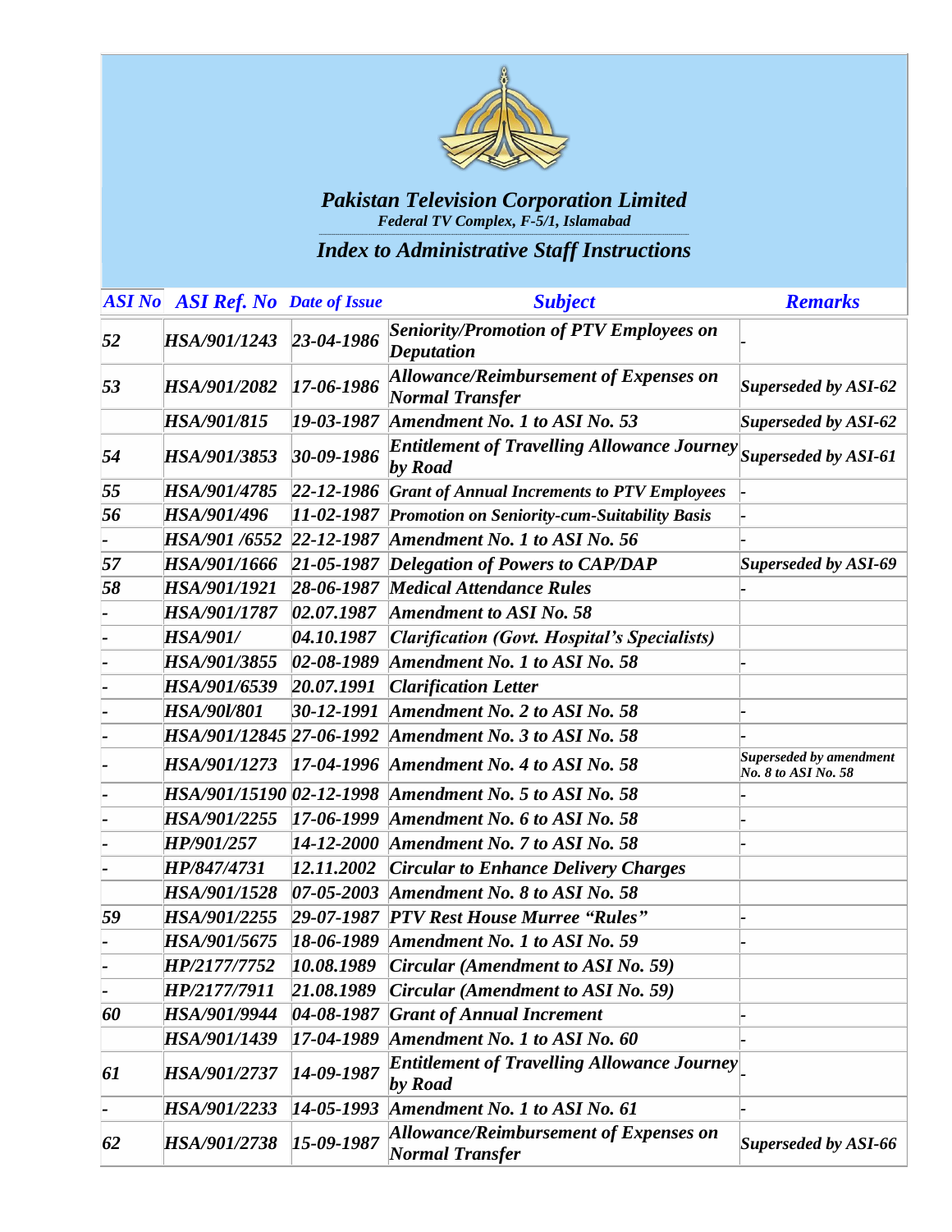## *Pakistan Television Corporation Limited*

*Federal TV Complex, F-5/1, Islamabad*

## *Index to Administrative Staff Instructions*

| ASI No | ASI Ref. No | Date of Issue | Subject | Remarks |
|---|---|---|---|---|
| 52 | HSA/901/1243 | 23-04-1986 | Seniority/Promotion of PTV Employees on Deputation | - |
| 53 | HSA/901/2082 | 17-06-1986 | Allowance/Reimbursement of Expenses on Normal Transfer | Superseded by ASI-62 |
| | HSA/901/815 | 19-03-1987 | Amendment No. 1 to ASI No. 53 | Superseded by ASI-62 |
| 54 | HSA/901/3853 | 30-09-1986 | Entitlement of Travelling Allowance Journey by Road | Superseded by ASI-61 |
| 55 | HSA/901/4785 | 22-12-1986 | Grant of Annual Increments to PTV Employees | - |
| 56 | HSA/901/496 | 11-02-1987 | Promotion on Seniority-cum-Suitability Basis | - |
| - | HSA/901 /6552 | 22-12-1987 | Amendment No. 1 to ASI No. 56 | - |
| 57 | HSA/901/1666 | 21-05-1987 | Delegation of Powers to CAP/DAP | Superseded by ASI-69 |
| 58 | HSA/901/1921 | 28-06-1987 | Medical Attendance Rules | - |
| - | HSA/901/1787 | 02.07.1987 | Amendment to ASI No. 58 | |
| - | HSA/901/ | 04.10.1987 | Clarification (Govt. Hospital's Specialists) | |
| - | HSA/901/3855 | 02-08-1989 | Amendment No. 1 to ASI No. 58 | - |
| - | HSA/901/6539 | 20.07.1991 | Clarification Letter | |
| - | HSA/90l/801 | 30-12-1991 | Amendment No. 2 to ASI No. 58 | - |
| - | HSA/901/12845 | 27-06-1992 | Amendment No. 3 to ASI No. 58 | - |
| - | HSA/901/1273 | 17-04-1996 | Amendment No. 4 to ASI No. 58 | Superseded by amendment No. 8 to ASI No. 58 |
| - | HSA/901/15190 | 02-12-1998 | Amendment No. 5 to ASI No. 58 | - |
| - | HSA/901/2255 | 17-06-1999 | Amendment No. 6 to ASI No. 58 | - |
| - | HP/901/257 | 14-12-2000 | Amendment No. 7 to ASI No. 58 | - |
| - | HP/847/4731 | 12.11.2002 | Circular to Enhance Delivery Charges | |
| | HSA/901/1528 | 07-05-2003 | Amendment No. 8 to ASI No. 58 | |
| 59 | HSA/901/2255 | 29-07-1987 | PTV Rest House Murree "Rules" | - |
| - | HSA/901/5675 | 18-06-1989 | Amendment No. 1 to ASI No. 59 | - |
| - | HP/2177/7752 | 10.08.1989 | Circular (Amendment to ASI No. 59) | |
| - | HP/2177/7911 | 21.08.1989 | Circular (Amendment to ASI No. 59) | |
| 60 | HSA/901/9944 | 04-08-1987 | Grant of Annual Increment | - |
| | HSA/901/1439 | 17-04-1989 | Amendment No. 1 to ASI No. 60 | - |
| 61 | HSA/901/2737 | 14-09-1987 | Entitlement of Travelling Allowance Journey by Road | - |
| - | HSA/901/2233 | 14-05-1993 | Amendment No. 1 to ASI No. 61 | - |
| 62 | HSA/901/2738 | 15-09-1987 | Allowance/Reimbursement of Expenses on Normal Transfer | Superseded by ASI-66 |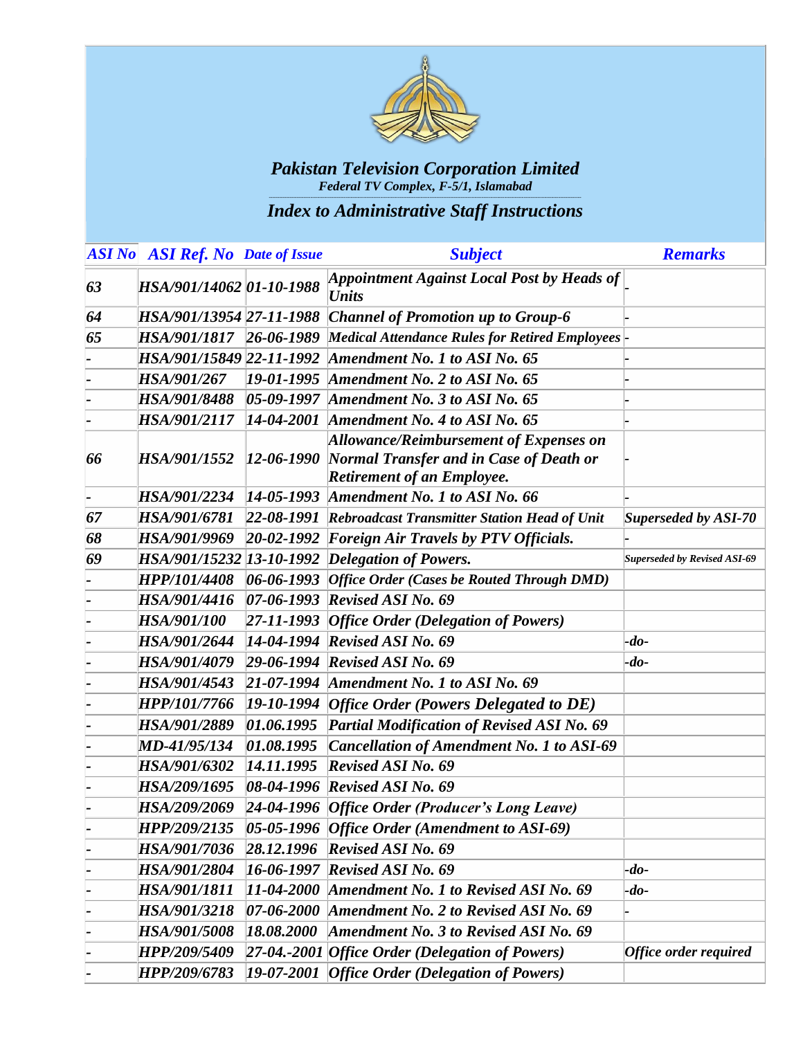## Pakistan Television Corporation Limited

*Federal TV Complex, F-5/1, Islamabad*

## Index to Administrative Staff Instructions

| ASI No | ASI Ref. No | Date of Issue | Subject | Remarks |
|---|---|---|---|---|
| 63 | HSA/901/14062 | 01-10-1988 | Appointment Against Local Post by Heads of Units | - |
| 64 | HSA/901/13954 | 27-11-1988 | Channel of Promotion up to Group-6 | - |
| 65 | HSA/901/1817 | 26-06-1989 | Medical Attendance Rules for Retired Employees | - |
| - | HSA/901/15849 | 22-11-1992 | Amendment No. 1 to ASI No. 65 | - |
| - | HSA/901/267 | 19-01-1995 | Amendment No. 2 to ASI No. 65 | - |
| - | HSA/901/8488 | 05-09-1997 | Amendment No. 3 to ASI No. 65 | - |
| - | HSA/901/2117 | 14-04-2001 | Amendment No. 4 to ASI No. 65 | - |
| 66 | HSA/901/1552 | 12-06-1990 | Allowance/Reimbursement of Expenses on Normal Transfer and in Case of Death or Retirement of an Employee. | - |
| - | HSA/901/2234 | 14-05-1993 | Amendment No. 1 to ASI No. 66 | - |
| 67 | HSA/901/6781 | 22-08-1991 | Rebroadcast Transmitter Station Head of Unit | Superseded by ASI-70 |
| 68 | HSA/901/9969 | 20-02-1992 | Foreign Air Travels by PTV Officials. | - |
| 69 | HSA/901/15232 | 13-10-1992 | Delegation of Powers. | Superseded by Revised ASI-69 |
| - | HPP/101/4408 | 06-06-1993 | Office Order (Cases be Routed Through DMD) | |
| - | HSA/901/4416 | 07-06-1993 | Revised ASI No. 69 | |
| - | HSA/901/100 | 27-11-1993 | Office Order (Delegation of Powers) | |
| - | HSA/901/2644 | 14-04-1994 | Revised ASI No. 69 | -do- |
| - | HSA/901/4079 | 29-06-1994 | Revised ASI No. 69 | -do- |
| - | HSA/901/4543 | 21-07-1994 | Amendment No. 1 to ASI No. 69 | |
| - | HPP/101/7766 | 19-10-1994 | Office Order (Powers Delegated to DE) | |
| - | HSA/901/2889 | 01.06.1995 | Partial Modification of Revised ASI No. 69 | |
| - | MD-41/95/134 | 01.08.1995 | Cancellation of Amendment No. 1 to ASI-69 | |
| - | HSA/901/6302 | 14.11.1995 | Revised ASI No. 69 | |
| - | HSA/209/1695 | 08-04-1996 | Revised ASI No. 69 | |
| - | HSA/209/2069 | 24-04-1996 | Office Order (Producer's Long Leave) | |
| - | HPP/209/2135 | 05-05-1996 | Office Order (Amendment to ASI-69) | |
| - | HSA/901/7036 | 28.12.1996 | Revised ASI No. 69 | |
| - | HSA/901/2804 | 16-06-1997 | Revised ASI No. 69 | -do- |
| - | HSA/901/1811 | 11-04-2000 | Amendment No. 1 to Revised ASI No. 69 | -do- |
| - | HSA/901/3218 | 07-06-2000 | Amendment No. 2 to Revised ASI No. 69 | - |
| - | HSA/901/5008 | 18.08.2000 | Amendment No. 3 to Revised ASI No. 69 | |
| - | HPP/209/5409 | 27-04.-2001 | Office Order (Delegation of Powers) | Office order required |
| - | HPP/209/6783 | 19-07-2001 | Office Order (Delegation of Powers) | |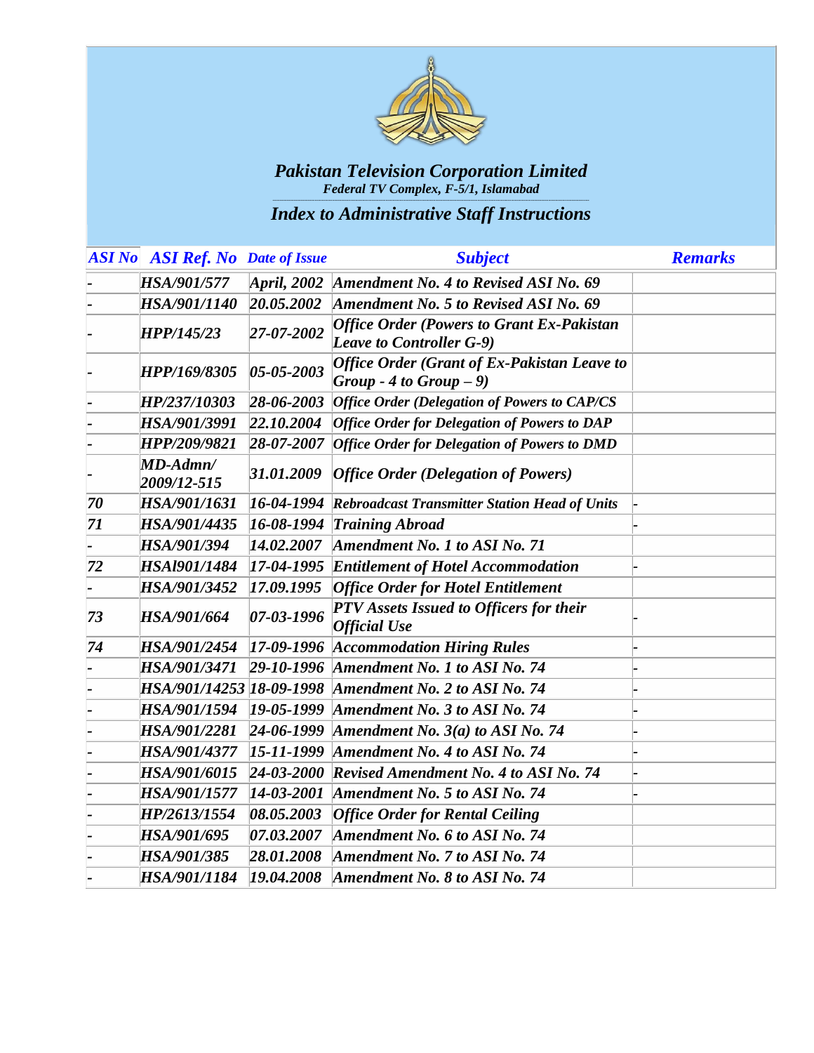## *Pakistan Television Corporation Limited*

*Federal TV Complex, F-5/1, Islamabad*

## *Index to Administrative Staff Instructions*

| ASI No | ASI Ref. No | Date of Issue | Subject | Remarks |
|---|---|---|---|---|
| - | HSA/901/577 | April, 2002 | Amendment No. 4 to Revised ASI No. 69 | |
| - | HSA/901/1140 | 20.05.2002 | Amendment No. 5 to Revised ASI No. 69 | |
| - | HPP/145/23 | 27-07-2002 | Office Order (Powers to Grant Ex-Pakistan Leave to Controller G-9) | |
| - | HPP/169/8305 | 05-05-2003 | Office Order (Grant of Ex-Pakistan Leave to Group - 4 to Group – 9) | |
| - | HP/237/10303 | 28-06-2003 | Office Order (Delegation of Powers to CAP/CS | |
| - | HSA/901/3991 | 22.10.2004 | Office Order for Delegation of Powers to DAP | |
| - | HPP/209/9821 | 28-07-2007 | Office Order for Delegation of Powers to DMD | |
| - | MD-Admn/ 2009/12-515 | 31.01.2009 | Office Order (Delegation of Powers) | |
| 70 | HSA/901/1631 | 16-04-1994 | Rebroadcast Transmitter Station Head of Units | - |
| 71 | HSA/901/4435 | 16-08-1994 | Training Abroad | - |
| - | HSA/901/394 | 14.02.2007 | Amendment No. 1 to ASI No. 71 | |
| 72 | HSAl901/1484 | 17-04-1995 | Entitlement of Hotel Accommodation | - |
| - | HSA/901/3452 | 17.09.1995 | Office Order for Hotel Entitlement | |
| 73 | HSA/901/664 | 07-03-1996 | PTV Assets Issued to Officers for their Official Use | - |
| 74 | HSA/901/2454 | 17-09-1996 | Accommodation Hiring Rules | - |
| - | HSA/901/3471 | 29-10-1996 | Amendment No. 1 to ASI No. 74 | - |
| - | HSA/901/14253 | 18-09-1998 | Amendment No. 2 to ASI No. 74 | - |
| - | HSA/901/1594 | 19-05-1999 | Amendment No. 3 to ASI No. 74 | - |
| - | HSA/901/2281 | 24-06-1999 | Amendment No. 3(a) to ASI No. 74 | - |
| - | HSA/901/4377 | 15-11-1999 | Amendment No. 4 to ASI No. 74 | - |
| - | HSA/901/6015 | 24-03-2000 | Revised Amendment No. 4 to ASI No. 74 | - |
| - | HSA/901/1577 | 14-03-2001 | Amendment No. 5 to ASI No. 74 | - |
| - | HP/2613/1554 | 08.05.2003 | Office Order for Rental Ceiling | |
| - | HSA/901/695 | 07.03.2007 | Amendment No. 6 to ASI No. 74 | |
| - | HSA/901/385 | 28.01.2008 | Amendment No. 7 to ASI No. 74 | |
| - | HSA/901/1184 | 19.04.2008 | Amendment No. 8 to ASI No. 74 | |